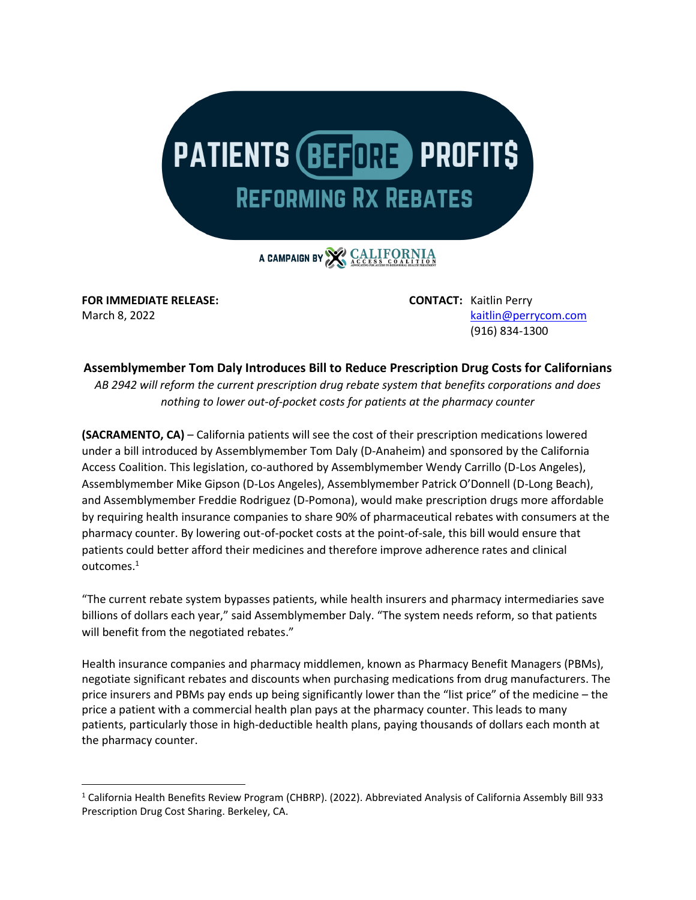PATIENTS BEFORE PROFIT$

REFORMING RX REBATES

A CAMPAIGN BY CALIFORNIA ACCESS COALITION

**FOR IMMEDIATE RELEASE:**
March 8, 2022

**CONTACT:** Kaitlin Perry
kaitlin@perrycom.com
(916) 834-1300

**Assemblymember Tom Daly Introduces Bill to Reduce Prescription Drug Costs for Californians**

*AB 2942 will reform the current prescription drug rebate system that benefits corporations and does nothing to lower out-of-pocket costs for patients at the pharmacy counter*

**(SACRAMENTO, CA)** – California patients will see the cost of their prescription medications lowered under a bill introduced by Assemblymember Tom Daly (D-Anaheim) and sponsored by the California Access Coalition. This legislation, co-authored by Assemblymember Wendy Carrillo (D-Los Angeles), Assemblymember Mike Gipson (D-Los Angeles), Assemblymember Patrick O'Donnell (D-Long Beach), and Assemblymember Freddie Rodriguez (D-Pomona), would make prescription drugs more affordable by requiring health insurance companies to share 90% of pharmaceutical rebates with consumers at the pharmacy counter. By lowering out-of-pocket costs at the point-of-sale, this bill would ensure that patients could better afford their medicines and therefore improve adherence rates and clinical outcomes.[1]

"The current rebate system bypasses patients, while health insurers and pharmacy intermediaries save billions of dollars each year," said Assemblymember Daly. "The system needs reform, so that patients will benefit from the negotiated rebates."

Health insurance companies and pharmacy middlemen, known as Pharmacy Benefit Managers (PBMs), negotiate significant rebates and discounts when purchasing medications from drug manufacturers. The price insurers and PBMs pay ends up being significantly lower than the "list price" of the medicine – the price a patient with a commercial health plan pays at the pharmacy counter. This leads to many patients, particularly those in high-deductible health plans, paying thousands of dollars each month at the pharmacy counter.

[1] California Health Benefits Review Program (CHBRP). (2022). Abbreviated Analysis of California Assembly Bill 933 Prescription Drug Cost Sharing. Berkeley, CA.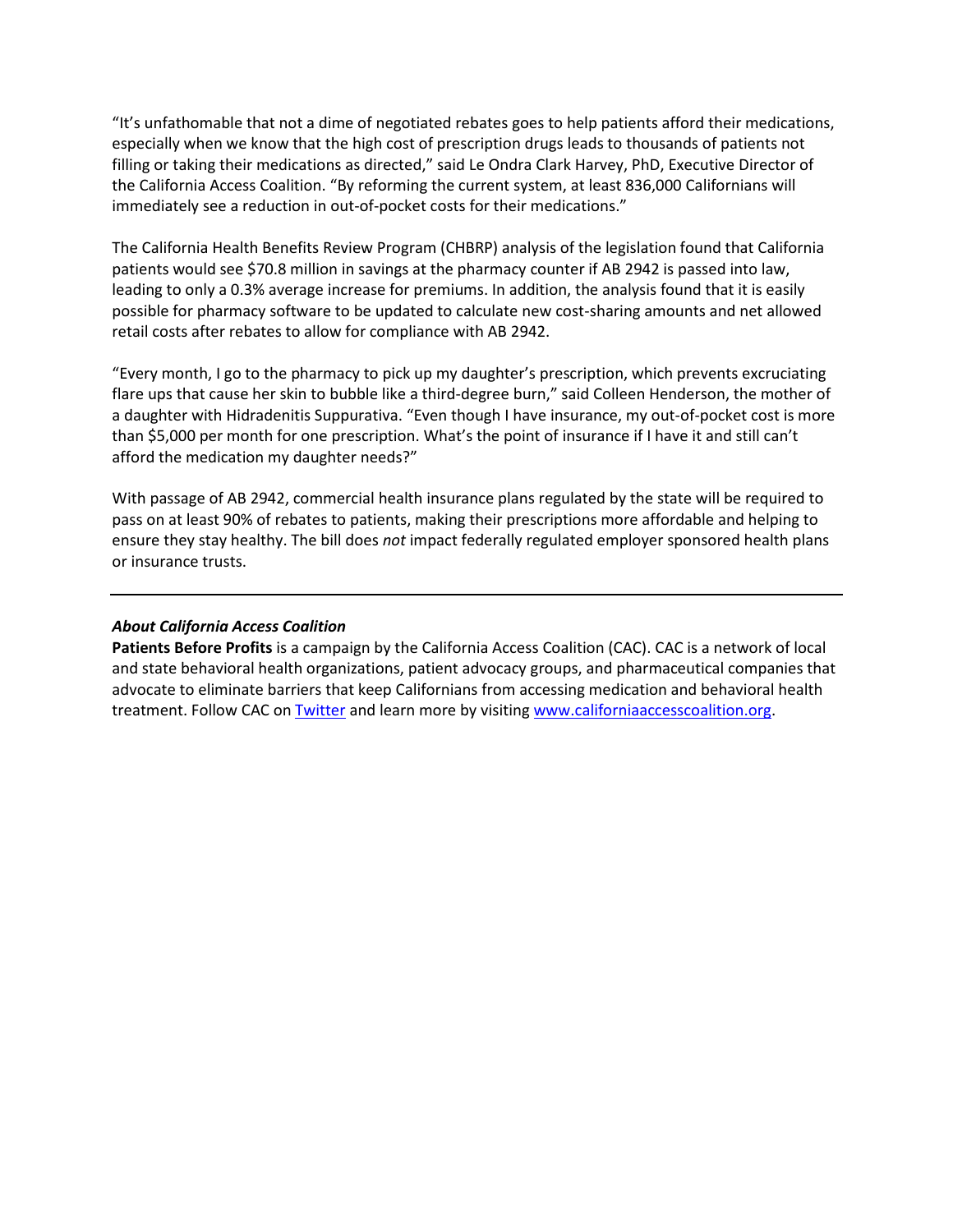"It's unfathomable that not a dime of negotiated rebates goes to help patients afford their medications, especially when we know that the high cost of prescription drugs leads to thousands of patients not filling or taking their medications as directed," said Le Ondra Clark Harvey, PhD, Executive Director of the California Access Coalition. "By reforming the current system, at least 836,000 Californians will immediately see a reduction in out-of-pocket costs for their medications."

The California Health Benefits Review Program (CHBRP) analysis of the legislation found that California patients would see $70.8 million in savings at the pharmacy counter if AB 2942 is passed into law, leading to only a 0.3% average increase for premiums. In addition, the analysis found that it is easily possible for pharmacy software to be updated to calculate new cost-sharing amounts and net allowed retail costs after rebates to allow for compliance with AB 2942.

"Every month, I go to the pharmacy to pick up my daughter's prescription, which prevents excruciating flare ups that cause her skin to bubble like a third-degree burn," said Colleen Henderson, the mother of a daughter with Hidradenitis Suppurativa. "Even though I have insurance, my out-of-pocket cost is more than $5,000 per month for one prescription. What's the point of insurance if I have it and still can't afford the medication my daughter needs?"

With passage of AB 2942, commercial health insurance plans regulated by the state will be required to pass on at least 90% of rebates to patients, making their prescriptions more affordable and helping to ensure they stay healthy. The bill does *not* impact federally regulated employer sponsored health plans or insurance trusts.

---

***About California Access Coalition***

**Patients Before Profits** is a campaign by the California Access Coalition (CAC). CAC is a network of local and state behavioral health organizations, patient advocacy groups, and pharmaceutical companies that advocate to eliminate barriers that keep Californians from accessing medication and behavioral health treatment. Follow CAC on [Twitter](#) and learn more by visiting [www.californiaaccesscoalition.org](http://www.californiaaccesscoalition.org).